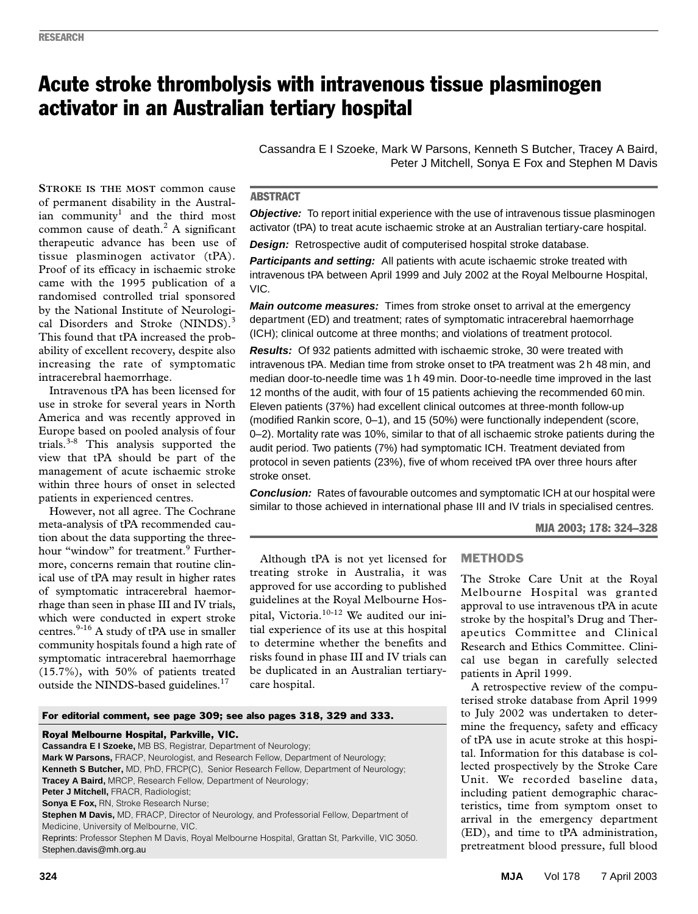# Acute stroke thrombolysis with intravenous tissue plasminogen activator in an Australian tertiary hospital

Cassandra E I Szoeke, Mark W Parsons, Kenneth S Butcher, Tracey A Baird, Peter J Mitchell, Sonya E Fox and Stephen M Davis

## ABSTRACT

***Objective:*** To report initial experience with the use of intravenous tissue plasminogen activator (tPA) to treat acute ischaemic stroke at an Australian tertiary-care hospital.

***Design:*** Retrospective audit of computerised hospital stroke database.

***Participants and setting:*** All patients with acute ischaemic stroke treated with intravenous tPA between April 1999 and July 2002 at the Royal Melbourne Hospital, VIC.

***Main outcome measures:*** Times from stroke onset to arrival at the emergency department (ED) and treatment; rates of symptomatic intracerebral haemorrhage (ICH); clinical outcome at three months; and violations of treatment protocol.

***Results:*** Of 932 patients admitted with ischaemic stroke, 30 were treated with intravenous tPA. Median time from stroke onset to tPA treatment was 2 h 48 min, and median door-to-needle time was 1 h 49 min. Door-to-needle time improved in the last 12 months of the audit, with four of 15 patients achieving the recommended 60 min. Eleven patients (37%) had excellent clinical outcomes at three-month follow-up (modified Rankin score, 0–1), and 15 (50%) were functionally independent (score, 0–2). Mortality rate was 10%, similar to that of all ischaemic stroke patients during the audit period. Two patients (7%) had symptomatic ICH. Treatment deviated from protocol in seven patients (23%), five of whom received tPA over three hours after stroke onset.

***Conclusion:*** Rates of favourable outcomes and symptomatic ICH at our hospital were similar to those achieved in international phase III and IV trials in specialised centres.

MJA 2003; 178: 324–328

STROKE IS THE MOST common cause of permanent disability in the Australian community[1] and the third most common cause of death.[2] A significant therapeutic advance has been use of tissue plasminogen activator (tPA). Proof of its efficacy in ischaemic stroke came with the 1995 publication of a randomised controlled trial sponsored by the National Institute of Neurological Disorders and Stroke (NINDS).[3] This found that tPA increased the probability of excellent recovery, despite also increasing the rate of symptomatic intracerebral haemorrhage.

Intravenous tPA has been licensed for use in stroke for several years in North America and was recently approved in Europe based on pooled analysis of four trials.[3-8] This analysis supported the view that tPA should be part of the management of acute ischaemic stroke within three hours of onset in selected patients in experienced centres.

However, not all agree. The Cochrane meta-analysis of tPA recommended caution about the data supporting the three-hour "window" for treatment.[9] Furthermore, concerns remain that routine clinical use of tPA may result in higher rates of symptomatic intracerebral haemorrhage than seen in phase III and IV trials, which were conducted in expert stroke centres.[9-16] A study of tPA use in smaller community hospitals found a high rate of symptomatic intracerebral haemorrhage (15.7%), with 50% of patients treated outside the NINDS-based guidelines.[17]

Although tPA is not yet licensed for treating stroke in Australia, it was approved for use according to published guidelines at the Royal Melbourne Hospital, Victoria.[10-12] We audited our initial experience of its use at this hospital to determine whether the benefits and risks found in phase III and IV trials can be duplicated in an Australian tertiary-care hospital.

**For editorial comment, see page 309; see also pages 318, 329 and 333.**

**Royal Melbourne Hospital, Parkville, VIC.**
**Cassandra E I Szoeke,** MB BS, Registrar, Department of Neurology;
**Mark W Parsons,** FRACP, Neurologist, and Research Fellow, Department of Neurology;
**Kenneth S Butcher,** MD, PhD, FRCP(C), Senior Research Fellow, Department of Neurology;
**Tracey A Baird,** MRCP, Research Fellow, Department of Neurology;
**Peter J Mitchell,** FRACR, Radiologist;
**Sonya E Fox,** RN, Stroke Research Nurse;
**Stephen M Davis,** MD, FRACP, Director of Neurology, and Professorial Fellow, Department of Medicine, University of Melbourne, VIC.
Reprints: Professor Stephen M Davis, Royal Melbourne Hospital, Grattan St, Parkville, VIC 3050. Stephen.davis@mh.org.au

## METHODS

The Stroke Care Unit at the Royal Melbourne Hospital was granted approval to use intravenous tPA in acute stroke by the hospital's Drug and Therapeutics Committee and Clinical Research and Ethics Committee. Clinical use began in carefully selected patients in April 1999.

A retrospective review of the computerised stroke database from April 1999 to July 2002 was undertaken to determine the frequency, safety and efficacy of tPA use in acute stroke at this hospital. Information for this database is collected prospectively by the Stroke Care Unit. We recorded baseline data, including patient demographic characteristics, time from symptom onset to arrival in the emergency department (ED), and time to tPA administration, pretreatment blood pressure, full blood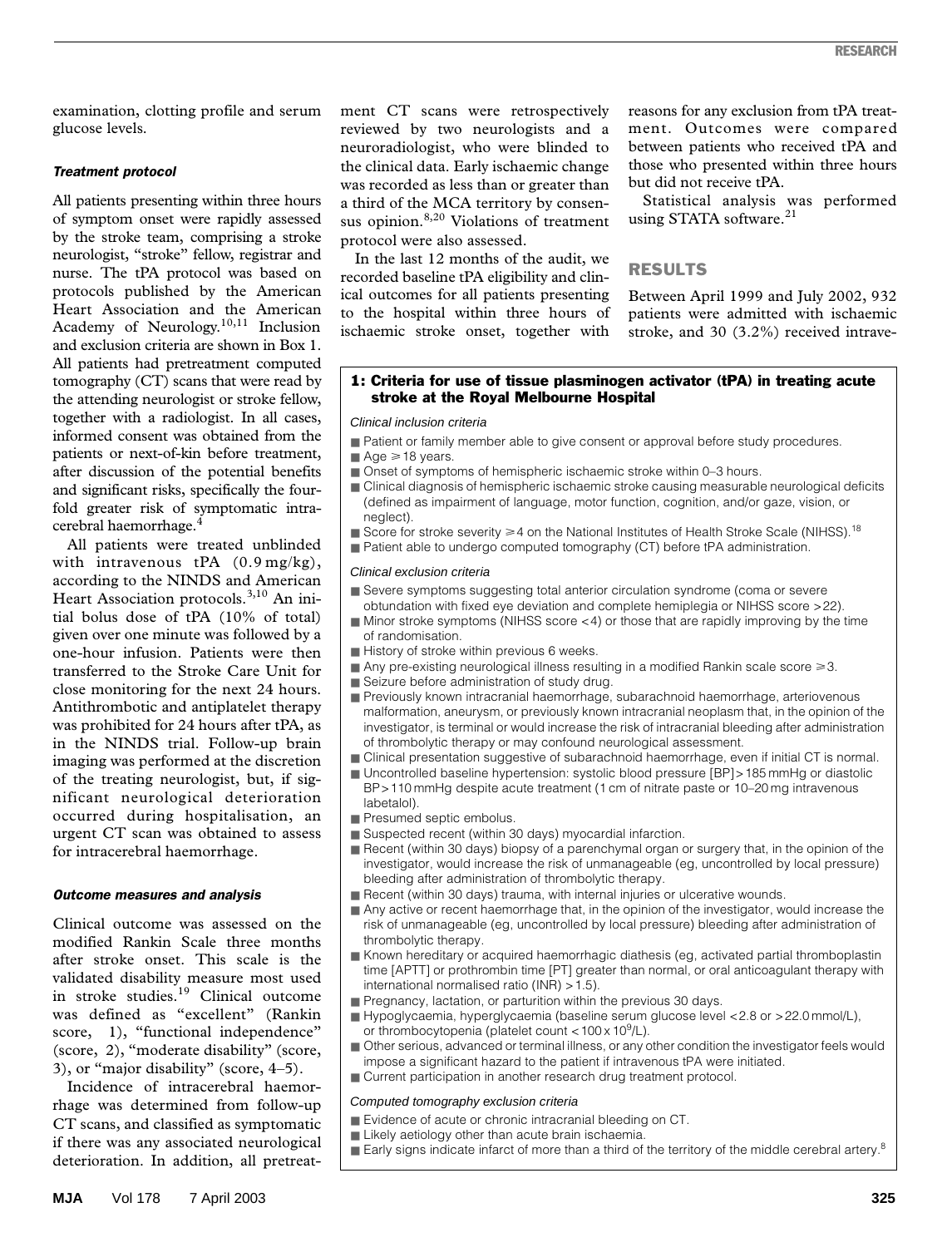examination, clotting profile and serum glucose levels.

#### Treatment protocol

All patients presenting within three hours of symptom onset were rapidly assessed by the stroke team, comprising a stroke neurologist, "stroke" fellow, registrar and nurse. The tPA protocol was based on protocols published by the American Heart Association and the American Academy of Neurology.[10,11] Inclusion and exclusion criteria are shown in Box 1. All patients had pretreatment computed tomography (CT) scans that were read by the attending neurologist or stroke fellow, together with a radiologist. In all cases, informed consent was obtained from the patients or next-of-kin before treatment, after discussion of the potential benefits and significant risks, specifically the fourfold greater risk of symptomatic intracerebral haemorrhage.[4]

All patients were treated unblinded with intravenous tPA (0.9 mg/kg), according to the NINDS and American Heart Association protocols.[3,10] An initial bolus dose of tPA (10% of total) given over one minute was followed by a one-hour infusion. Patients were then transferred to the Stroke Care Unit for close monitoring for the next 24 hours. Antithrombotic and antiplatelet therapy was prohibited for 24 hours after tPA, as in the NINDS trial. Follow-up brain imaging was performed at the discretion of the treating neurologist, but, if significant neurological deterioration occurred during hospitalisation, an urgent CT scan was obtained to assess for intracerebral haemorrhage.

#### Outcome measures and analysis

Clinical outcome was assessed on the modified Rankin Scale three months after stroke onset. This scale is the validated disability measure most used in stroke studies.[19] Clinical outcome was defined as "excellent" (Rankin score, 1), "functional independence" (score, 2), "moderate disability" (score, 3), or "major disability" (score, 4–5).

Incidence of intracerebral haemorrhage was determined from follow-up CT scans, and classified as symptomatic if there was any associated neurological deterioration. In addition, all pretreatment CT scans were retrospectively reviewed by two neurologists and a neuroradiologist, who were blinded to the clinical data. Early ischaemic change was recorded as less than or greater than a third of the MCA territory by consensus opinion.[8,20] Violations of treatment protocol were also assessed.

In the last 12 months of the audit, we recorded baseline tPA eligibility and clinical outcomes for all patients presenting to the hospital within three hours of ischaemic stroke onset, together with reasons for any exclusion from tPA treatment. Outcomes were compared between patients who received tPA and those who presented within three hours but did not receive tPA.

Statistical analysis was performed using STATA software.[21]

## RESULTS

Between April 1999 and July 2002, 932 patients were admitted with ischaemic stroke, and 30 (3.2%) received intrave-

**1: Criteria for use of tissue plasminogen activator (tPA) in treating acute stroke at the Royal Melbourne Hospital**

*Clinical inclusion criteria*

- Patient or family member able to give consent or approval before study procedures.
- Age ≥ 18 years.
- Onset of symptoms of hemispheric ischaemic stroke within 0–3 hours.
- Clinical diagnosis of hemispheric ischaemic stroke causing measurable neurological deficits (defined as impairment of language, motor function, cognition, and/or gaze, vision, or neglect).
- Score for stroke severity ≥ 4 on the National Institutes of Health Stroke Scale (NIHSS).[18]
- Patient able to undergo computed tomography (CT) before tPA administration.

*Clinical exclusion criteria*

- Severe symptoms suggesting total anterior circulation syndrome (coma or severe obtundation with fixed eye deviation and complete hemiplegia or NIHSS score > 22).
- Minor stroke symptoms (NIHSS score < 4) or those that are rapidly improving by the time of randomisation.
- History of stroke within previous 6 weeks.
- Any pre-existing neurological illness resulting in a modified Rankin scale score ≥ 3.
- Seizure before administration of study drug.
- Previously known intracranial haemorrhage, subarachnoid haemorrhage, arteriovenous malformation, aneurysm, or previously known intracranial neoplasm that, in the opinion of the investigator, is terminal or would increase the risk of intracranial bleeding after administration of thrombolytic therapy or may confound neurological assessment.
- Clinical presentation suggestive of subarachnoid haemorrhage, even if initial CT is normal.
- Uncontrolled baseline hypertension: systolic blood pressure [BP] > 185 mmHg or diastolic BP > 110 mmHg despite acute treatment (1 cm of nitrate paste or 10–20 mg intravenous labetalol).
- Presumed septic embolus.
- Suspected recent (within 30 days) myocardial infarction.
- Recent (within 30 days) biopsy of a parenchymal organ or surgery that, in the opinion of the investigator, would increase the risk of unmanageable (eg, uncontrolled by local pressure) bleeding after administration of thrombolytic therapy.
- Recent (within 30 days) trauma, with internal injuries or ulcerative wounds.
- Any active or recent haemorrhage that, in the opinion of the investigator, would increase the risk of unmanageable (eg, uncontrolled by local pressure) bleeding after administration of thrombolytic therapy.
- Known hereditary or acquired haemorrhagic diathesis (eg, activated partial thromboplastin time [APTT] or prothrombin time [PT] greater than normal, or oral anticoagulant therapy with international normalised ratio (INR) > 1.5).
- Pregnancy, lactation, or parturition within the previous 30 days.
- Hypoglycaemia, hyperglycaemia (baseline serum glucose level < 2.8 or > 22.0 mmol/L), or thrombocytopenia (platelet count $< 100 \times 10^9$/L).
- Other serious, advanced or terminal illness, or any other condition the investigator feels would impose a significant hazard to the patient if intravenous tPA were initiated.
- Current participation in another research drug treatment protocol.

*Computed tomography exclusion criteria*

- Evidence of acute or chronic intracranial bleeding on CT.
- Likely aetiology other than acute brain ischaemia.
- Early signs indicate infarct of more than a third of the territory of the middle cerebral artery.[8]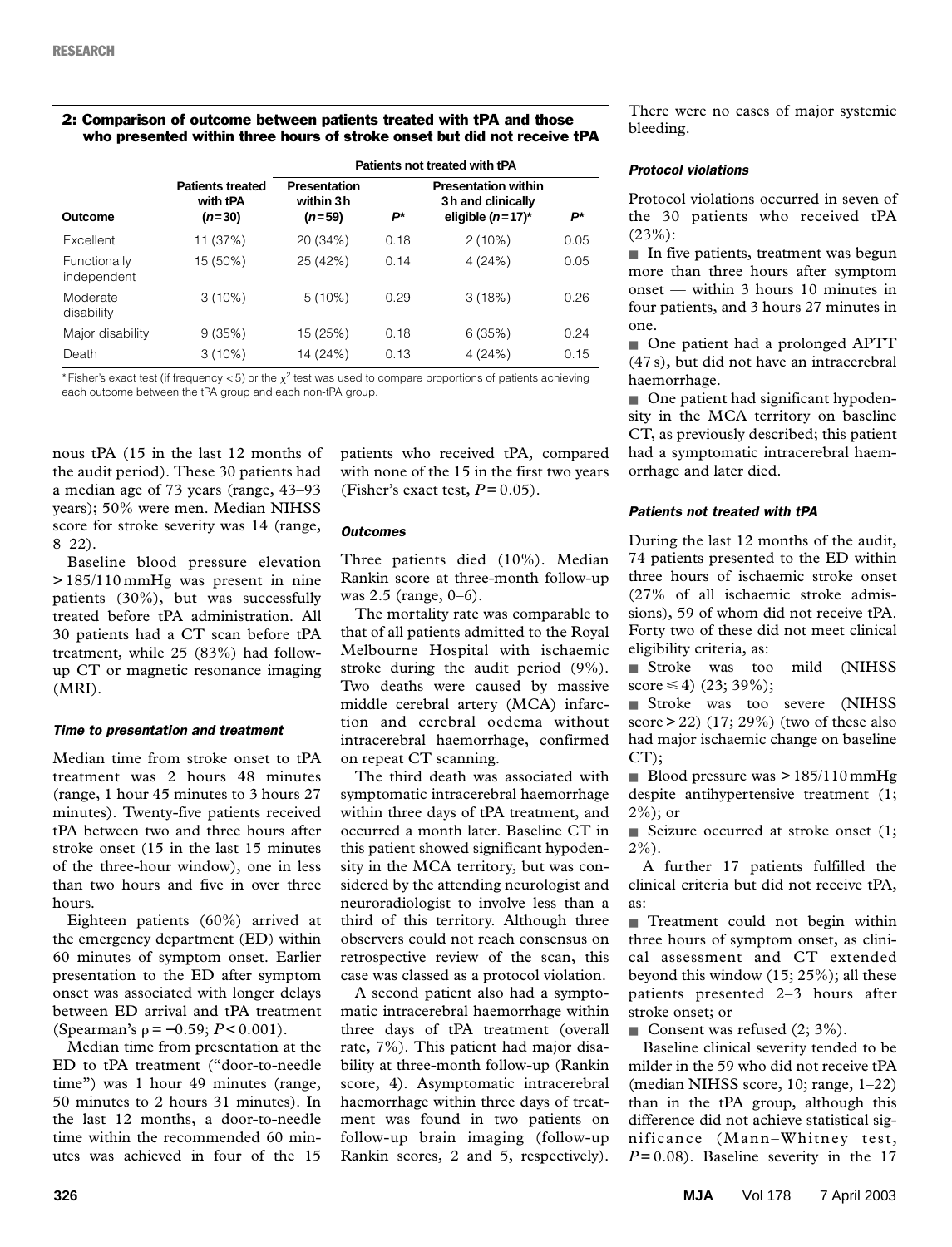**2: Comparison of outcome between patients treated with tPA and those who presented within three hours of stroke onset but did not receive tPA**

| Outcome | Patients treated with tPA (*n*=30) | Patients not treated with tPA: Presentation within 3 h (*n*=59) | *P*\* | Presentation within 3 h and clinically eligible (*n*=17)\* | *P*\* |
|---|---|---|---|---|---|
| Excellent | 11 (37%) | 20 (34%) | 0.18 | 2 (10%) | 0.05 |
| Functionally independent | 15 (50%) | 25 (42%) | 0.14 | 4 (24%) | 0.05 |
| Moderate disability | 3 (10%) | 5 (10%) | 0.29 | 3 (18%) | 0.26 |
| Major disability | 9 (35%) | 15 (25%) | 0.18 | 6 (35%) | 0.24 |
| Death | 3 (10%) | 14 (24%) | 0.13 | 4 (24%) | 0.15 |

\* Fisher's exact test (if frequency < 5) or the $\chi^2$ test was used to compare proportions of patients achieving each outcome between the tPA group and each non-tPA group.

nous tPA (15 in the last 12 months of the audit period). These 30 patients had a median age of 73 years (range, 43–93 years); 50% were men. Median NIHSS score for stroke severity was 14 (range, 8–22).

Baseline blood pressure elevation > 185/110 mmHg was present in nine patients (30%), but was successfully treated before tPA administration. All 30 patients had a CT scan before tPA treatment, while 25 (83%) had follow-up CT or magnetic resonance imaging (MRI).

### *Time to presentation and treatment*

Median time from stroke onset to tPA treatment was 2 hours 48 minutes (range, 1 hour 45 minutes to 3 hours 27 minutes). Twenty-five patients received tPA between two and three hours after stroke onset (15 in the last 15 minutes of the three-hour window), one in less than two hours and five in over three hours.

Eighteen patients (60%) arrived at the emergency department (ED) within 60 minutes of symptom onset. Earlier presentation to the ED after symptom onset was associated with longer delays between ED arrival and tPA treatment (Spearman's $\rho = -0.59$; $P < 0.001$).

Median time from presentation at the ED to tPA treatment ("door-to-needle time") was 1 hour 49 minutes (range, 50 minutes to 2 hours 31 minutes). In the last 12 months, a door-to-needle time within the recommended 60 minutes was achieved in four of the 15 patients who received tPA, compared with none of the 15 in the first two years (Fisher's exact test, $P = 0.05$).

### *Outcomes*

Three patients died (10%). Median Rankin score at three-month follow-up was 2.5 (range, 0–6).

The mortality rate was comparable to that of all patients admitted to the Royal Melbourne Hospital with ischaemic stroke during the audit period (9%). Two deaths were caused by massive middle cerebral artery (MCA) infarction and cerebral oedema without intracerebral haemorrhage, confirmed on repeat CT scanning.

The third death was associated with symptomatic intracerebral haemorrhage within three days of tPA treatment, and occurred a month later. Baseline CT in this patient showed significant hypodensity in the MCA territory, but was considered by the attending neurologist and neuroradiologist to involve less than a third of this territory. Although three observers could not reach consensus on retrospective review of the scan, this case was classed as a protocol violation.

A second patient also had a symptomatic intracerebral haemorrhage within three days of tPA treatment (overall rate, 7%). This patient had major disability at three-month follow-up (Rankin score, 4). Asymptomatic intracerebral haemorrhage within three days of treatment was found in two patients on follow-up brain imaging (follow-up Rankin scores, 2 and 5, respectively). There were no cases of major systemic bleeding.

### *Protocol violations*

Protocol violations occurred in seven of the 30 patients who received tPA (23%):

- In five patients, treatment was begun more than three hours after symptom onset — within 3 hours 10 minutes in four patients, and 3 hours 27 minutes in one.
- One patient had a prolonged APTT (47 s), but did not have an intracerebral haemorrhage.
- One patient had significant hypodensity in the MCA territory on baseline CT, as previously described; this patient had a symptomatic intracerebral haemorrhage and later died.

### *Patients not treated with tPA*

During the last 12 months of the audit, 74 patients presented to the ED within three hours of ischaemic stroke onset (27% of all ischaemic stroke admissions), 59 of whom did not receive tPA. Forty two of these did not meet clinical eligibility criteria, as:

- Stroke was too mild (NIHSS score ≤ 4) (23; 39%);
- Stroke was too severe (NIHSS score > 22) (17; 29%) (two of these also had major ischaemic change on baseline CT);
- Blood pressure was > 185/110 mmHg despite antihypertensive treatment (1; 2%); or
- Seizure occurred at stroke onset (1; 2%).

A further 17 patients fulfilled the clinical criteria but did not receive tPA, as:

- Treatment could not begin within three hours of symptom onset, as clinical assessment and CT extended beyond this window (15; 25%); all these patients presented 2–3 hours after stroke onset; or
- Consent was refused (2; 3%).

Baseline clinical severity tended to be milder in the 59 who did not receive tPA (median NIHSS score, 10; range, 1–22) than in the tPA group, although this difference did not achieve statistical significance (Mann–Whitney test, $P = 0.08$). Baseline severity in the 17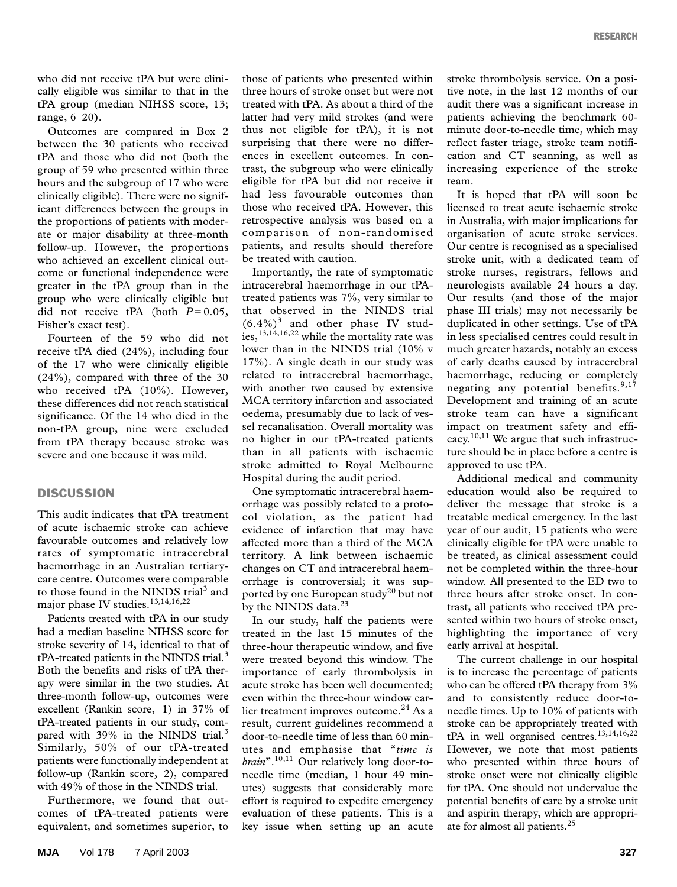who did not receive tPA but were clinically eligible was similar to that in the tPA group (median NIHSS score, 13; range, 6–20).

Outcomes are compared in Box 2 between the 30 patients who received tPA and those who did not (both the group of 59 who presented within three hours and the subgroup of 17 who were clinically eligible). There were no significant differences between the groups in the proportions of patients with moderate or major disability at three-month follow-up. However, the proportions who achieved an excellent clinical outcome or functional independence were greater in the tPA group than in the group who were clinically eligible but did not receive tPA (both $P = 0.05$, Fisher's exact test).

Fourteen of the 59 who did not receive tPA died (24%), including four of the 17 who were clinically eligible (24%), compared with three of the 30 who received tPA (10%). However, these differences did not reach statistical significance. Of the 14 who died in the non-tPA group, nine were excluded from tPA therapy because stroke was severe and one because it was mild.

## DISCUSSION

This audit indicates that tPA treatment of acute ischaemic stroke can achieve favourable outcomes and relatively low rates of symptomatic intracerebral haemorrhage in an Australian tertiary-care centre. Outcomes were comparable to those found in the NINDS trial[3] and major phase IV studies.[13,14,16,22]

Patients treated with tPA in our study had a median baseline NIHSS score for stroke severity of 14, identical to that of tPA-treated patients in the NINDS trial.[3] Both the benefits and risks of tPA therapy were similar in the two studies. At three-month follow-up, outcomes were excellent (Rankin score, 1) in 37% of tPA-treated patients in our study, compared with 39% in the NINDS trial.[3] Similarly, 50% of our tPA-treated patients were functionally independent at follow-up (Rankin score, 2), compared with 49% of those in the NINDS trial.

Furthermore, we found that outcomes of tPA-treated patients were equivalent, and sometimes superior, to those of patients who presented within three hours of stroke onset but were not treated with tPA. As about a third of the latter had very mild strokes (and were thus not eligible for tPA), it is not surprising that there were no differences in excellent outcomes. In contrast, the subgroup who were clinically eligible for tPA but did not receive it had less favourable outcomes than those who received tPA. However, this retrospective analysis was based on a comparison of non-randomised patients, and results should therefore be treated with caution.

Importantly, the rate of symptomatic intracerebral haemorrhage in our tPA-treated patients was 7%, very similar to that observed in the NINDS trial (6.4%)[3] and other phase IV studies,[13,14,16,22] while the mortality rate was lower than in the NINDS trial (10% v 17%). A single death in our study was related to intracerebral haemorrhage, with another two caused by extensive MCA territory infarction and associated oedema, presumably due to lack of vessel recanalisation. Overall mortality was no higher in our tPA-treated patients than in all patients with ischaemic stroke admitted to Royal Melbourne Hospital during the audit period.

One symptomatic intracerebral haemorrhage was possibly related to a protocol violation, as the patient had evidence of infarction that may have affected more than a third of the MCA territory. A link between ischaemic changes on CT and intracerebral haemorrhage is controversial; it was supported by one European study[20] but not by the NINDS data.[23]

In our study, half the patients were treated in the last 15 minutes of the three-hour therapeutic window, and five were treated beyond this window. The importance of early thrombolysis in acute stroke has been well documented; even within the three-hour window earlier treatment improves outcome.[24] As a result, current guidelines recommend a door-to-needle time of less than 60 minutes and emphasise that "*time is brain*".[10,11] Our relatively long door-to-needle time (median, 1 hour 49 minutes) suggests that considerably more effort is required to expedite emergency evaluation of these patients. This is a key issue when setting up an acute stroke thrombolysis service. On a positive note, in the last 12 months of our audit there was a significant increase in patients achieving the benchmark 60-minute door-to-needle time, which may reflect faster triage, stroke team notification and CT scanning, as well as increasing experience of the stroke team.

It is hoped that tPA will soon be licensed to treat acute ischaemic stroke in Australia, with major implications for organisation of acute stroke services. Our centre is recognised as a specialised stroke unit, with a dedicated team of stroke nurses, registrars, fellows and neurologists available 24 hours a day. Our results (and those of the major phase III trials) may not necessarily be duplicated in other settings. Use of tPA in less specialised centres could result in much greater hazards, notably an excess of early deaths caused by intracerebral haemorrhage, reducing or completely negating any potential benefits.[9,17] Development and training of an acute stroke team can have a significant impact on treatment safety and efficacy.[10,11] We argue that such infrastructure should be in place before a centre is approved to use tPA.

Additional medical and community education would also be required to deliver the message that stroke is a treatable medical emergency. In the last year of our audit, 15 patients who were clinically eligible for tPA were unable to be treated, as clinical assessment could not be completed within the three-hour window. All presented to the ED two to three hours after stroke onset. In contrast, all patients who received tPA presented within two hours of stroke onset, highlighting the importance of very early arrival at hospital.

The current challenge in our hospital is to increase the percentage of patients who can be offered tPA therapy from 3% and to consistently reduce door-to-needle times. Up to 10% of patients with stroke can be appropriately treated with tPA in well organised centres.[13,14,16,22] However, we note that most patients who presented within three hours of stroke onset were not clinically eligible for tPA. One should not undervalue the potential benefits of care by a stroke unit and aspirin therapy, which are appropriate for almost all patients.[25]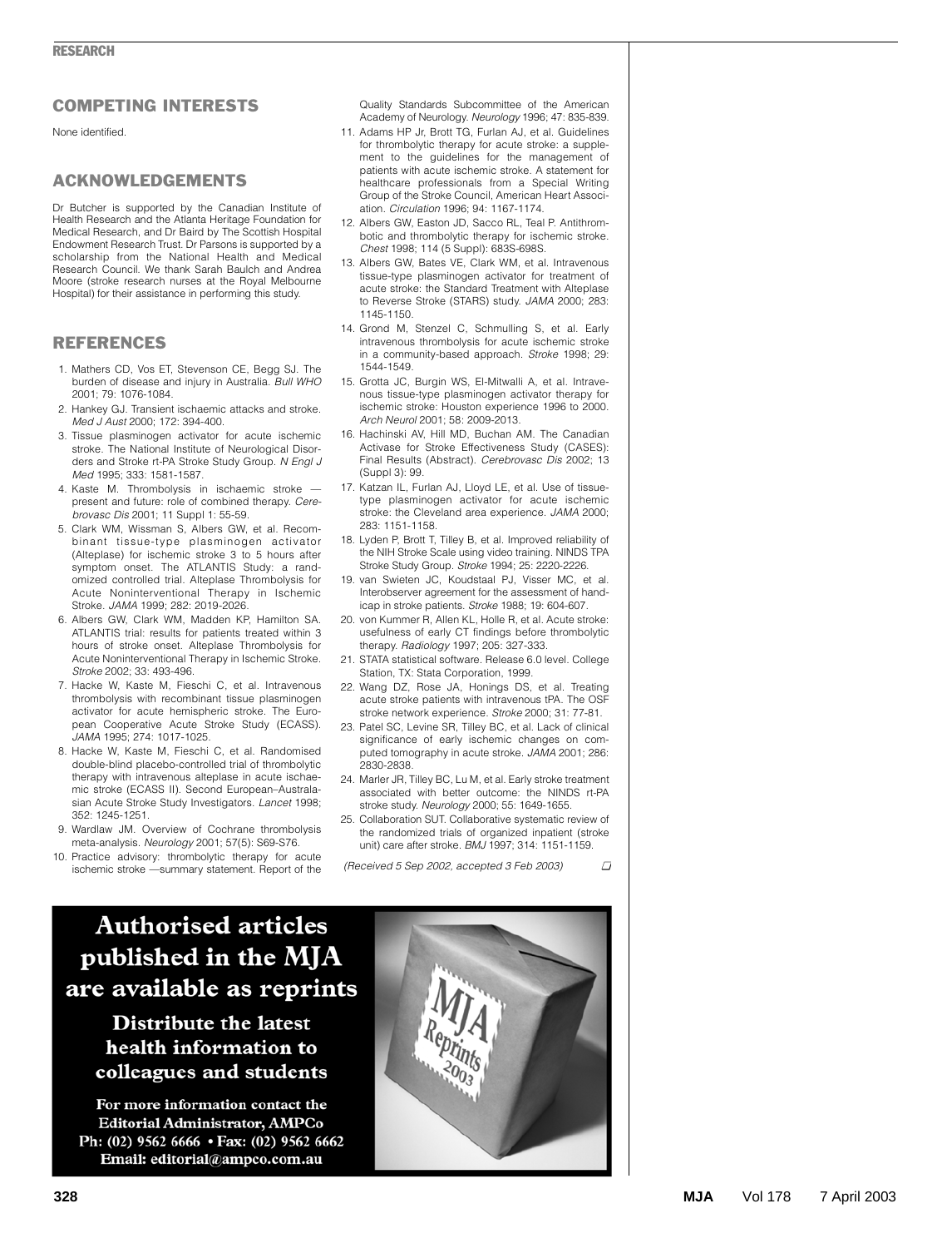## COMPETING INTERESTS

None identified.

## ACKNOWLEDGEMENTS

Dr Butcher is supported by the Canadian Institute of Health Research and the Atlanta Heritage Foundation for Medical Research, and Dr Baird by The Scottish Hospital Endowment Research Trust. Dr Parsons is supported by a scholarship from the National Health and Medical Research Council. We thank Sarah Baulch and Andrea Moore (stroke research nurses at the Royal Melbourne Hospital) for their assistance in performing this study.

## REFERENCES

1. Mathers CD, Vos ET, Stevenson CE, Begg SJ. The burden of disease and injury in Australia. *Bull WHO* 2001; 79: 1076-1084.
2. Hankey GJ. Transient ischaemic attacks and stroke. *Med J Aust* 2000; 172: 394-400.
3. Tissue plasminogen activator for acute ischemic stroke. The National Institute of Neurological Disorders and Stroke rt-PA Stroke Study Group. *N Engl J Med* 1995; 333: 1581-1587.
4. Kaste M. Thrombolysis in ischaemic stroke — present and future: role of combined therapy. *Cerebrovasc Dis* 2001; 11 Suppl 1: 55-59.
5. Clark WM, Wissman S, Albers GW, et al. Recombinant tissue-type plasminogen activator (Alteplase) for ischemic stroke 3 to 5 hours after symptom onset. The ATLANTIS Study: a randomized controlled trial. Alteplase Thrombolysis for Acute Noninterventional Therapy in Ischemic Stroke. *JAMA* 1999; 282: 2019-2026.
6. Albers GW, Clark WM, Madden KP, Hamilton SA. ATLANTIS trial: results for patients treated within 3 hours of stroke onset. Alteplase Thrombolysis for Acute Noninterventional Therapy in Ischemic Stroke. *Stroke* 2002; 33: 493-496.
7. Hacke W, Kaste M, Fieschi C, et al. Intravenous thrombolysis with recombinant tissue plasminogen activator for acute hemispheric stroke. The European Cooperative Acute Stroke Study (ECASS). *JAMA* 1995; 274: 1017-1025.
8. Hacke W, Kaste M, Fieschi C, et al. Randomised double-blind placebo-controlled trial of thrombolytic therapy with intravenous alteplase in acute ischaemic stroke (ECASS II). Second European–Australasian Acute Stroke Study Investigators. *Lancet* 1998; 352: 1245-1251.
9. Wardlaw JM. Overview of Cochrane thrombolysis meta-analysis. *Neurology* 2001; 57(5): S69-S76.
10. Practice advisory: thrombolytic therapy for acute ischemic stroke —summary statement. Report of the Quality Standards Subcommittee of the American Academy of Neurology. *Neurology* 1996; 47: 835-839.
11. Adams HP Jr, Brott TG, Furlan AJ, et al. Guidelines for thrombolytic therapy for acute stroke: a supplement to the guidelines for the management of patients with acute ischemic stroke. A statement for healthcare professionals from a Special Writing Group of the Stroke Council, American Heart Association. *Circulation* 1996; 94: 1167-1174.
12. Albers GW, Easton JD, Sacco RL, Teal P. Antithrombotic and thrombolytic therapy for ischemic stroke. *Chest* 1998; 114 (5 Suppl): 683S-698S.
13. Albers GW, Bates VE, Clark WM, et al. Intravenous tissue-type plasminogen activator for treatment of acute stroke: the Standard Treatment with Alteplase to Reverse Stroke (STARS) study. *JAMA* 2000; 283: 1145-1150.
14. Grond M, Stenzel C, Schmulling S, et al. Early intravenous thrombolysis for acute ischemic stroke in a community-based approach. *Stroke* 1998; 29: 1544-1549.
15. Grotta JC, Burgin WS, El-Mitwalli A, et al. Intravenous tissue-type plasminogen activator therapy for ischemic stroke: Houston experience 1996 to 2000. *Arch Neurol* 2001; 58: 2009-2013.
16. Hachinski AV, Hill MD, Buchan AM. The Canadian Activase for Stroke Effectiveness Study (CASES): Final Results (Abstract). *Cerebrovasc Dis* 2002; 13 (Suppl 3): 99.
17. Katzan IL, Furlan AJ, Lloyd LE, et al. Use of tissue-type plasminogen activator for acute ischemic stroke: the Cleveland area experience. *JAMA* 2000; 283: 1151-1158.
18. Lyden P, Brott T, Tilley B, et al. Improved reliability of the NIH Stroke Scale using video training. NINDS TPA Stroke Study Group. *Stroke* 1994; 25: 2220-2226.
19. van Swieten JC, Koudstaal PJ, Visser MC, et al. Interobserver agreement for the assessment of handicap in stroke patients. *Stroke* 1988; 19: 604-607.
20. von Kummer R, Allen KL, Holle R, et al. Acute stroke: usefulness of early CT findings before thrombolytic therapy. *Radiology* 1997; 205: 327-333.
21. STATA statistical software. Release 6.0 level. College Station, TX: Stata Corporation, 1999.
22. Wang DZ, Rose JA, Honings DS, et al. Treating acute stroke patients with intravenous tPA. The OSF stroke network experience. *Stroke* 2000; 31: 77-81.
23. Patel SC, Levine SR, Tilley BC, et al. Lack of clinical significance of early ischemic changes on computed tomography in acute stroke. *JAMA* 2001; 286: 2830-2838.
24. Marler JR, Tilley BC, Lu M, et al. Early stroke treatment associated with better outcome: the NINDS rt-PA stroke study. *Neurology* 2000; 55: 1649-1655.
25. Collaboration SUT. Collaborative systematic review of the randomized trials of organized inpatient (stroke unit) care after stroke. *BMJ* 1997; 314: 1151-1159.

*(Received 5 Sep 2002, accepted 3 Feb 2003)*

**Authorised articles published in the MJA are available as reprints**

**Distribute the latest health information to colleagues and students**

**For more information contact the Editorial Administrator, AMPCo**
**Ph: (02) 9562 6666 • Fax: (02) 9562 6662**
**Email: editorial@ampco.com.au**